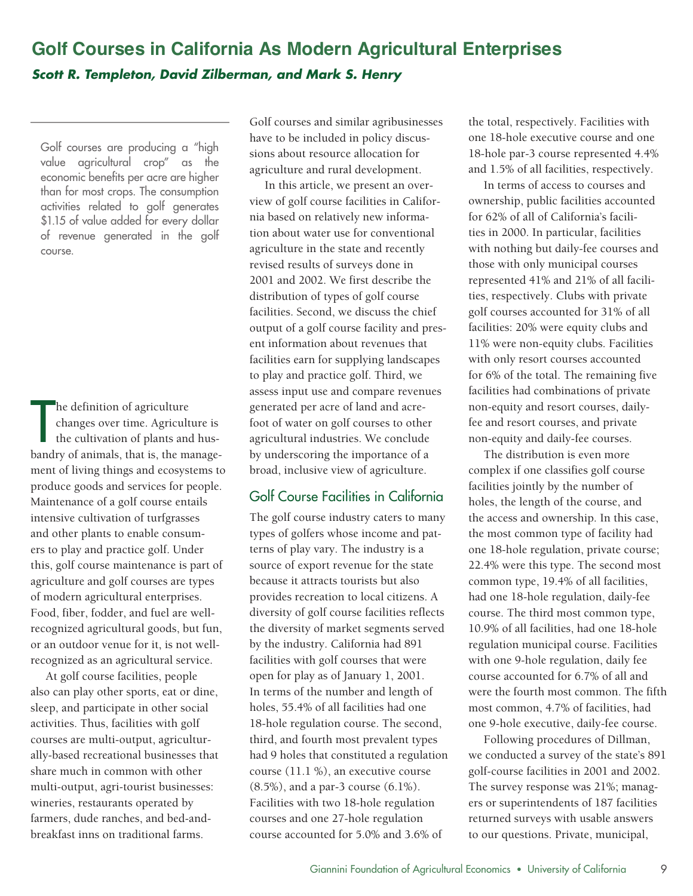# Golf Courses in California As Modern Agricultural Enterprises

***Scott R. Templeton, David Zilberman, and Mark S. Henry***

Golf courses are producing a "high value agricultural crop" as the economic benefits per acre are higher than for most crops. The consumption activities related to golf generates $1.15 of value added for every dollar of revenue generated in the golf course.

The definition of agriculture changes over time. Agriculture is the cultivation of plants and husbandry of animals, that is, the management of living things and ecosystems to produce goods and services for people. Maintenance of a golf course entails intensive cultivation of turfgrasses and other plants to enable consumers to play and practice golf. Under this, golf course maintenance is part of agriculture and golf courses are types of modern agricultural enterprises. Food, fiber, fodder, and fuel are well-recognized agricultural goods, but fun, or an outdoor venue for it, is not well-recognized as an agricultural service.

At golf course facilities, people also can play other sports, eat or dine, sleep, and participate in other social activities. Thus, facilities with golf courses are multi-output, agriculturally-based recreational businesses that share much in common with other multi-output, agri-tourist businesses: wineries, restaurants operated by farmers, dude ranches, and bed-and-breakfast inns on traditional farms. Golf courses and similar agribusinesses have to be included in policy discussions about resource allocation for agriculture and rural development.

In this article, we present an overview of golf course facilities in California based on relatively new information about water use for conventional agriculture in the state and recently revised results of surveys done in 2001 and 2002. We first describe the distribution of types of golf course facilities. Second, we discuss the chief output of a golf course facility and present information about revenues that facilities earn for supplying landscapes to play and practice golf. Third, we assess input use and compare revenues generated per acre of land and acre-foot of water on golf courses to other agricultural industries. We conclude by underscoring the importance of a broad, inclusive view of agriculture.

## Golf Course Facilities in California

The golf course industry caters to many types of golfers whose income and patterns of play vary. The industry is a source of export revenue for the state because it attracts tourists but also provides recreation to local citizens. A diversity of golf course facilities reflects the diversity of market segments served by the industry. California had 891 facilities with golf courses that were open for play as of January 1, 2001. In terms of the number and length of holes, 55.4% of all facilities had one 18-hole regulation course. The second, third, and fourth most prevalent types had 9 holes that constituted a regulation course (11.1 %), an executive course (8.5%), and a par-3 course (6.1%). Facilities with two 18-hole regulation courses and one 27-hole regulation course accounted for 5.0% and 3.6% of the total, respectively. Facilities with one 18-hole executive course and one 18-hole par-3 course represented 4.4% and 1.5% of all facilities, respectively.

In terms of access to courses and ownership, public facilities accounted for 62% of all of California's facilities in 2000. In particular, facilities with nothing but daily-fee courses and those with only municipal courses represented 41% and 21% of all facilities, respectively. Clubs with private golf courses accounted for 31% of all facilities: 20% were equity clubs and 11% were non-equity clubs. Facilities with only resort courses accounted for 6% of the total. The remaining five facilities had combinations of private non-equity and resort courses, daily-fee and resort courses, and private non-equity and daily-fee courses.

The distribution is even more complex if one classifies golf course facilities jointly by the number of holes, the length of the course, and the access and ownership. In this case, the most common type of facility had one 18-hole regulation, private course; 22.4% were this type. The second most common type, 19.4% of all facilities, had one 18-hole regulation, daily-fee course. The third most common type, 10.9% of all facilities, had one 18-hole regulation municipal course. Facilities with one 9-hole regulation, daily fee course accounted for 6.7% of all and were the fourth most common. The fifth most common, 4.7% of facilities, had one 9-hole executive, daily-fee course.

Following procedures of Dillman, we conducted a survey of the state's 891 golf-course facilities in 2001 and 2002. The survey response was 21%; managers or superintendents of 187 facilities returned surveys with usable answers to our questions. Private, municipal,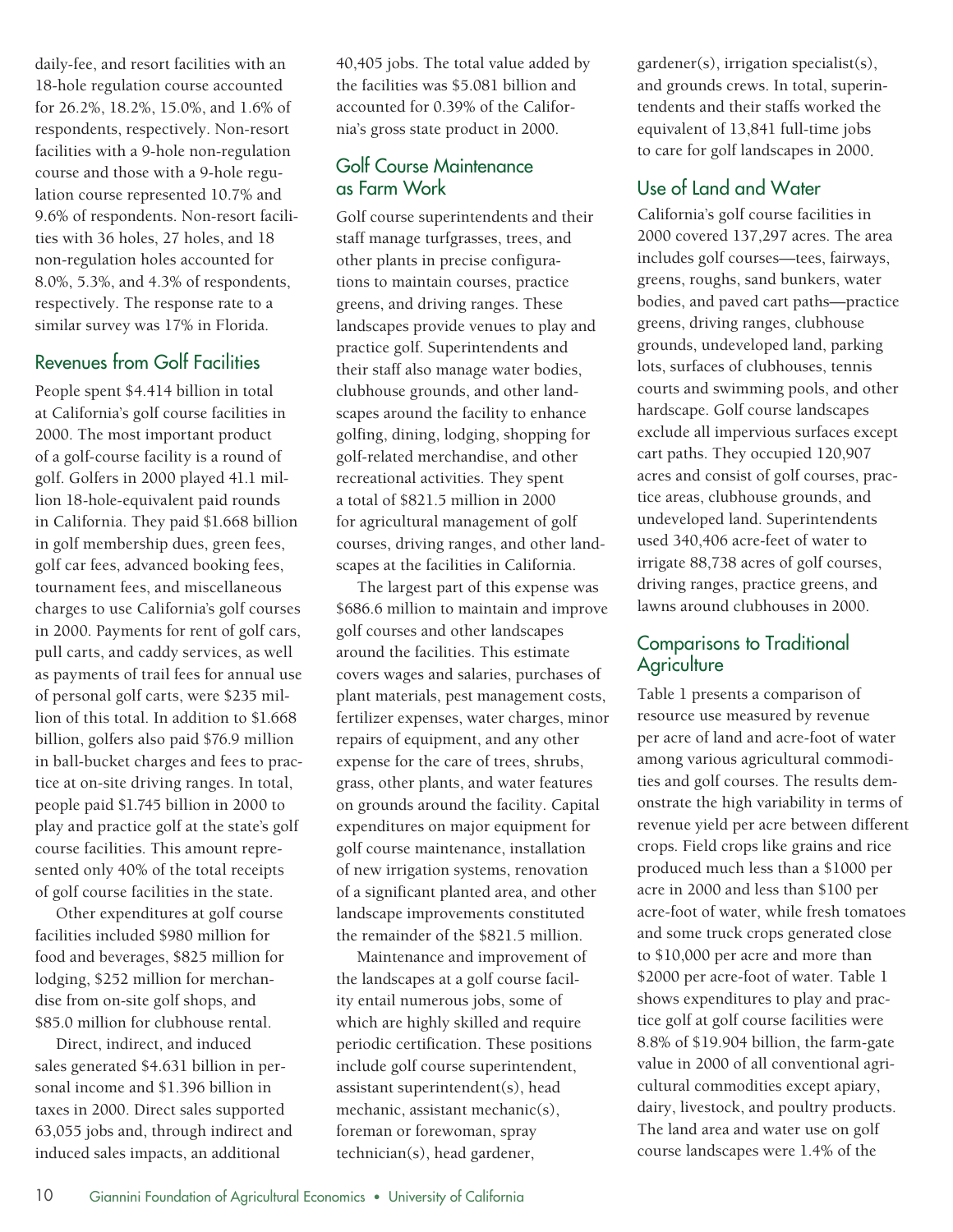daily-fee, and resort facilities with an 18-hole regulation course accounted for 26.2%, 18.2%, 15.0%, and 1.6% of respondents, respectively. Non-resort facilities with a 9-hole non-regulation course and those with a 9-hole regulation course represented 10.7% and 9.6% of respondents. Non-resort facilities with 36 holes, 27 holes, and 18 non-regulation holes accounted for 8.0%, 5.3%, and 4.3% of respondents, respectively. The response rate to a similar survey was 17% in Florida.

## Revenues from Golf Facilities

People spent $4.414 billion in total at California's golf course facilities in 2000. The most important product of a golf-course facility is a round of golf. Golfers in 2000 played 41.1 million 18-hole-equivalent paid rounds in California. They paid $1.668 billion in golf membership dues, green fees, golf car fees, advanced booking fees, tournament fees, and miscellaneous charges to use California's golf courses in 2000. Payments for rent of golf cars, pull carts, and caddy services, as well as payments of trail fees for annual use of personal golf carts, were $235 million of this total. In addition to $1.668 billion, golfers also paid $76.9 million in ball-bucket charges and fees to practice at on-site driving ranges. In total, people paid $1.745 billion in 2000 to play and practice golf at the state's golf course facilities. This amount represented only 40% of the total receipts of golf course facilities in the state.

Other expenditures at golf course facilities included $980 million for food and beverages, $825 million for lodging, $252 million for merchandise from on-site golf shops, and $85.0 million for clubhouse rental.

Direct, indirect, and induced sales generated $4.631 billion in personal income and $1.396 billion in taxes in 2000. Direct sales supported 63,055 jobs and, through indirect and induced sales impacts, an additional 40,405 jobs. The total value added by the facilities was $5.081 billion and accounted for 0.39% of the California's gross state product in 2000.

## Golf Course Maintenance as Farm Work

Golf course superintendents and their staff manage turfgrasses, trees, and other plants in precise configurations to maintain courses, practice greens, and driving ranges. These landscapes provide venues to play and practice golf. Superintendents and their staff also manage water bodies, clubhouse grounds, and other landscapes around the facility to enhance golfing, dining, lodging, shopping for golf-related merchandise, and other recreational activities. They spent a total of $821.5 million in 2000 for agricultural management of golf courses, driving ranges, and other landscapes at the facilities in California.

The largest part of this expense was $686.6 million to maintain and improve golf courses and other landscapes around the facilities. This estimate covers wages and salaries, purchases of plant materials, pest management costs, fertilizer expenses, water charges, minor repairs of equipment, and any other expense for the care of trees, shrubs, grass, other plants, and water features on grounds around the facility. Capital expenditures on major equipment for golf course maintenance, installation of new irrigation systems, renovation of a significant planted area, and other landscape improvements constituted the remainder of the $821.5 million.

Maintenance and improvement of the landscapes at a golf course facility entail numerous jobs, some of which are highly skilled and require periodic certification. These positions include golf course superintendent, assistant superintendent(s), head mechanic, assistant mechanic(s), foreman or forewoman, spray technician(s), head gardener, gardener(s), irrigation specialist(s), and grounds crews. In total, superintendents and their staffs worked the equivalent of 13,841 full-time jobs to care for golf landscapes in 2000.

## Use of Land and Water

California's golf course facilities in 2000 covered 137,297 acres. The area includes golf courses—tees, fairways, greens, roughs, sand bunkers, water bodies, and paved cart paths—practice greens, driving ranges, clubhouse grounds, undeveloped land, parking lots, surfaces of clubhouses, tennis courts and swimming pools, and other hardscape. Golf course landscapes exclude all impervious surfaces except cart paths. They occupied 120,907 acres and consist of golf courses, practice areas, clubhouse grounds, and undeveloped land. Superintendents used 340,406 acre-feet of water to irrigate 88,738 acres of golf courses, driving ranges, practice greens, and lawns around clubhouses in 2000.

## Comparisons to Traditional Agriculture

Table 1 presents a comparison of resource use measured by revenue per acre of land and acre-foot of water among various agricultural commodities and golf courses. The results demonstrate the high variability in terms of revenue yield per acre between different crops. Field crops like grains and rice produced much less than a $1000 per acre in 2000 and less than $100 per acre-foot of water, while fresh tomatoes and some truck crops generated close to $10,000 per acre and more than $2000 per acre-foot of water. Table 1 shows expenditures to play and practice golf at golf course facilities were 8.8% of $19.904 billion, the farm-gate value in 2000 of all conventional agricultural commodities except apiary, dairy, livestock, and poultry products. The land area and water use on golf course landscapes were 1.4% of the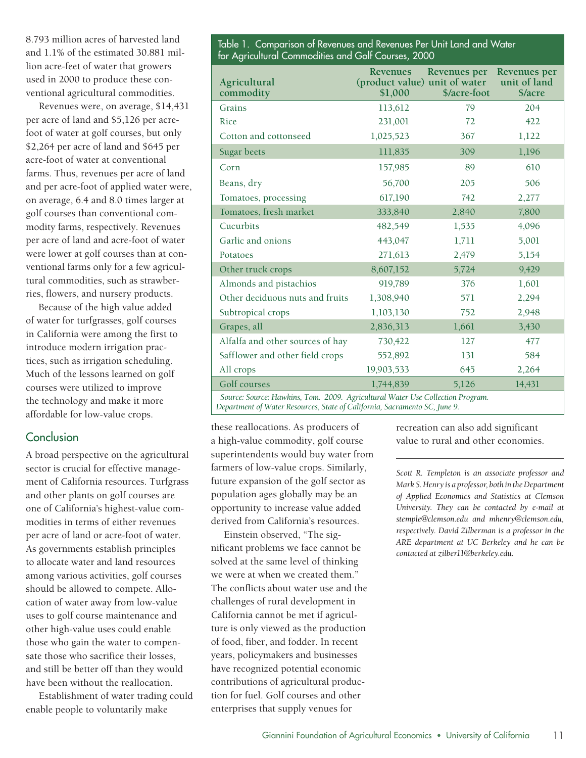8.793 million acres of harvested land and 1.1% of the estimated 30.881 million acre-feet of water that growers used in 2000 to produce these conventional agricultural commodities.

Revenues were, on average, $14,431 per acre of land and $5,126 per acre-foot of water at golf courses, but only $2,264 per acre of land and $645 per acre-foot of water at conventional farms. Thus, revenues per acre of land and per acre-foot of applied water were, on average, 6.4 and 8.0 times larger at golf courses than conventional commodity farms, respectively. Revenues per acre of land and acre-foot of water were lower at golf courses than at conventional farms only for a few agricultural commodities, such as strawberries, flowers, and nursery products.

Because of the high value added of water for turfgrasses, golf courses in California were among the first to introduce modern irrigation practices, such as irrigation scheduling. Much of the lessons learned on golf courses were utilized to improve the technology and make it more affordable for low-value crops.

Table 1. Comparison of Revenues and Revenues Per Unit Land and Water for Agricultural Commodities and Golf Courses, 2000

| Agricultural commodity | Revenues (product value) $1,000 | Revenues per unit of water $/acre-foot | Revenues per unit of land $/acre |
|---|---|---|---|
| Grains | 113,612 | 79 | 204 |
| Rice | 231,001 | 72 | 422 |
| Cotton and cottonseed | 1,025,523 | 367 | 1,122 |
| Sugar beets | 111,835 | 309 | 1,196 |
| Corn | 157,985 | 89 | 610 |
| Beans, dry | 56,700 | 205 | 506 |
| Tomatoes, processing | 617,190 | 742 | 2,277 |
| Tomatoes, fresh market | 333,840 | 2,840 | 7,800 |
| Cucurbits | 482,549 | 1,535 | 4,096 |
| Garlic and onions | 443,047 | 1,711 | 5,001 |
| Potatoes | 271,613 | 2,479 | 5,154 |
| Other truck crops | 8,607,152 | 5,724 | 9,429 |
| Almonds and pistachios | 919,789 | 376 | 1,601 |
| Other deciduous nuts and fruits | 1,308,940 | 571 | 2,294 |
| Subtropical crops | 1,103,130 | 752 | 2,948 |
| Grapes, all | 2,836,313 | 1,661 | 3,430 |
| Alfalfa and other sources of hay | 730,422 | 127 | 477 |
| Safflower and other field crops | 552,892 | 131 | 584 |
| All crops | 19,903,533 | 645 | 2,264 |
| Golf courses | 1,744,839 | 5,126 | 14,431 |

*Source: Source: Hawkins, Tom. 2009. Agricultural Water Use Collection Program. Department of Water Resources, State of California, Sacramento SC, June 9.*

## Conclusion

A broad perspective on the agricultural sector is crucial for effective management of California resources. Turfgrass and other plants on golf courses are one of California's highest-value commodities in terms of either revenues per acre of land or acre-foot of water. As governments establish principles to allocate water and land resources among various activities, golf courses should be allowed to compete. Allocation of water away from low-value uses to golf course maintenance and other high-value uses could enable those who gain the water to compensate those who sacrifice their losses, and still be better off than they would have been without the reallocation.

Establishment of water trading could enable people to voluntarily make these reallocations. As producers of a high-value commodity, golf course superintendents would buy water from farmers of low-value crops. Similarly, future expansion of the golf sector as population ages globally may be an opportunity to increase value added derived from California's resources.

Einstein observed, "The significant problems we face cannot be solved at the same level of thinking we were at when we created them." The conflicts about water use and the challenges of rural development in California cannot be met if agriculture is only viewed as the production of food, fiber, and fodder. In recent years, policymakers and businesses have recognized potential economic contributions of agricultural production for fuel. Golf courses and other enterprises that supply venues for recreation can also add significant value to rural and other economies.

---

*Scott R. Templeton is an associate professor and Mark S. Henry is a professor, both in the Department of Applied Economics and Statistics at Clemson University. They can be contacted by e-mail at stemple@clemson.edu and mhenry@clemson.edu, respectively. David Zilberman is a professor in the ARE department at UC Berkeley and he can be contacted at zilber11@berkeley.edu.*